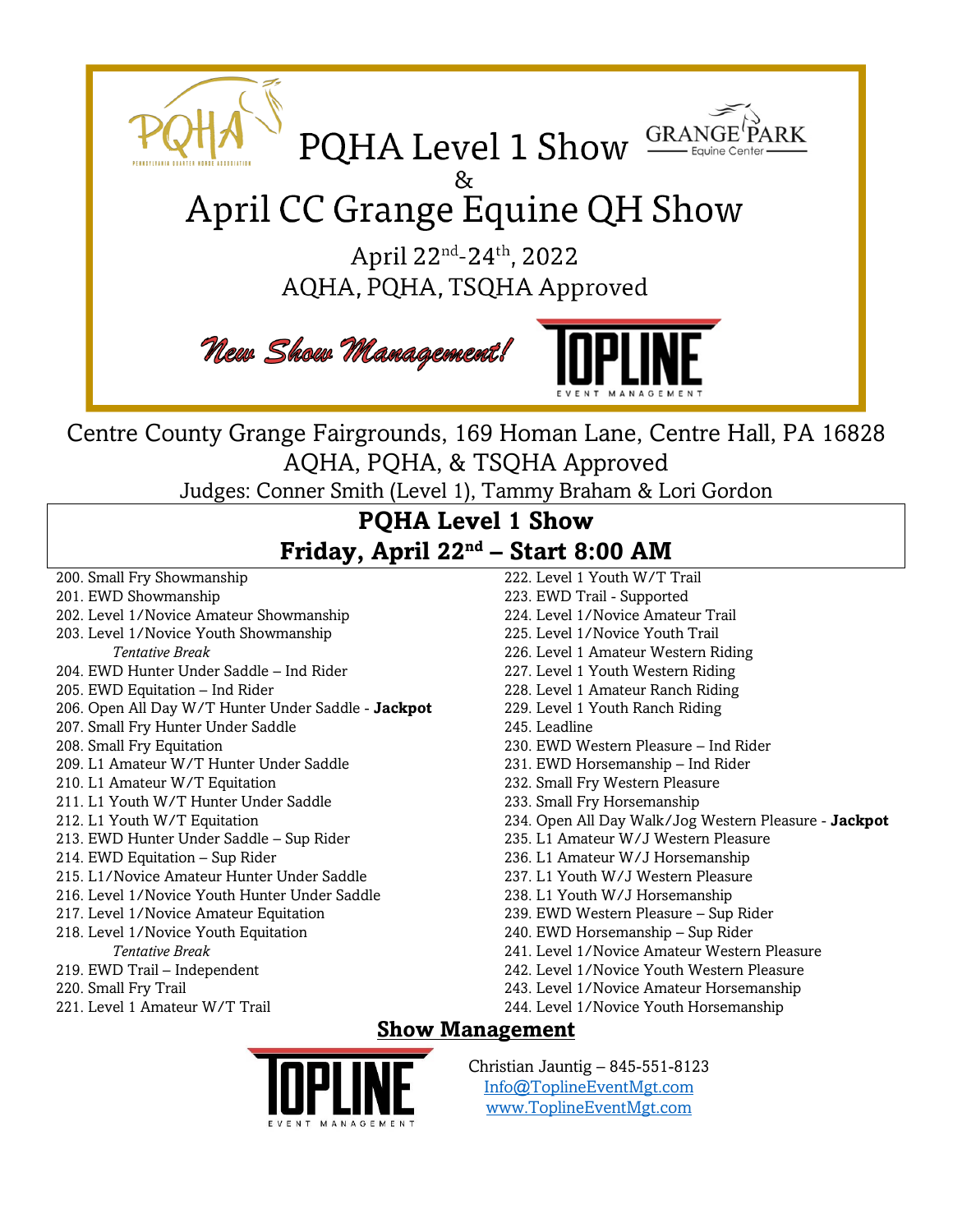# PQHA Level 1 Show

&

# April CC Grange Equine QH Show

April 22nd-24th, 2022

AQHA, PQHA, TSQHA Approved

*New Show Management!*

Centre County Grange Fairgrounds, 169 Homan Lane, Centre Hall, PA 16828

AQHA, PQHA, & TSQHA Approved

Judges: Conner Smith (Level 1), Tammy Braham & Lori Gordon

## PQHA Level 1 Show

## Friday, April 22nd – Start 8:00 AM

200. Small Fry Showmanship
201. EWD Showmanship
202. Level 1/Novice Amateur Showmanship
203. Level 1/Novice Youth Showmanship

*Tentative Break*

204. EWD Hunter Under Saddle – Ind Rider
205. EWD Equitation – Ind Rider
206. Open All Day W/T Hunter Under Saddle - **Jackpot**
207. Small Fry Hunter Under Saddle
208. Small Fry Equitation
209. L1 Amateur W/T Hunter Under Saddle
210. L1 Amateur W/T Equitation
211. L1 Youth W/T Hunter Under Saddle
212. L1 Youth W/T Equitation
213. EWD Hunter Under Saddle – Sup Rider
214. EWD Equitation – Sup Rider
215. L1/Novice Amateur Hunter Under Saddle
216. Level 1/Novice Youth Hunter Under Saddle
217. Level 1/Novice Amateur Equitation
218. Level 1/Novice Youth Equitation

*Tentative Break*

219. EWD Trail – Independent
220. Small Fry Trail
221. Level 1 Amateur W/T Trail
222. Level 1 Youth W/T Trail
223. EWD Trail - Supported
224. Level 1/Novice Amateur Trail
225. Level 1/Novice Youth Trail
226. Level 1 Amateur Western Riding
227. Level 1 Youth Western Riding
228. Level 1 Amateur Ranch Riding
229. Level 1 Youth Ranch Riding
245. Leadline
230. EWD Western Pleasure – Ind Rider
231. EWD Horsemanship – Ind Rider
232. Small Fry Western Pleasure
233. Small Fry Horsemanship
234. Open All Day Walk/Jog Western Pleasure - **Jackpot**
235. L1 Amateur W/J Western Pleasure
236. L1 Amateur W/J Horsemanship
237. L1 Youth W/J Western Pleasure
238. L1 Youth W/J Horsemanship
239. EWD Western Pleasure – Sup Rider
240. EWD Horsemanship – Sup Rider
241. Level 1/Novice Amateur Western Pleasure
242. Level 1/Novice Youth Western Pleasure
243. Level 1/Novice Amateur Horsemanship
244. Level 1/Novice Youth Horsemanship

## Show Management

Christian Jauntig – 845-551-8123

Info@ToplineEventMgt.com

www.ToplineEventMgt.com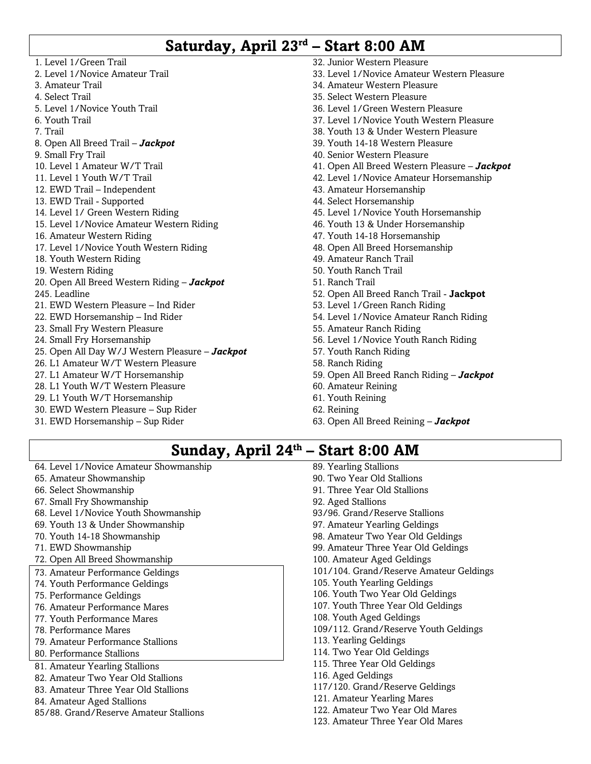## Saturday, April 23rd – Start 8:00 AM

1. Level 1/Green Trail
2. Level 1/Novice Amateur Trail
3. Amateur Trail
4. Select Trail
5. Level 1/Novice Youth Trail
6. Youth Trail
7. Trail
8. Open All Breed Trail – ***Jackpot***
9. Small Fry Trail
10. Level 1 Amateur W/T Trail
11. Level 1 Youth W/T Trail
12. EWD Trail – Independent
13. EWD Trail - Supported
14. Level 1/ Green Western Riding
15. Level 1/Novice Amateur Western Riding
16. Amateur Western Riding
17. Level 1/Novice Youth Western Riding
18. Youth Western Riding
19. Western Riding
20. Open All Breed Western Riding – ***Jackpot***

245. Leadline

21. EWD Western Pleasure – Ind Rider
22. EWD Horsemanship – Ind Rider
23. Small Fry Western Pleasure
24. Small Fry Horsemanship
25. Open All Day W/J Western Pleasure – ***Jackpot***
26. L1 Amateur W/T Western Pleasure
27. L1 Amateur W/T Horsemanship
28. L1 Youth W/T Western Pleasure
29. L1 Youth W/T Horsemanship
30. EWD Western Pleasure – Sup Rider
31. EWD Horsemanship – Sup Rider
32. Junior Western Pleasure
33. Level 1/Novice Amateur Western Pleasure
34. Amateur Western Pleasure
35. Select Western Pleasure
36. Level 1/Green Western Pleasure
37. Level 1/Novice Youth Western Pleasure
38. Youth 13 & Under Western Pleasure
39. Youth 14-18 Western Pleasure
40. Senior Western Pleasure
41. Open All Breed Western Pleasure – ***Jackpot***
42. Level 1/Novice Amateur Horsemanship
43. Amateur Horsemanship
44. Select Horsemanship
45. Level 1/Novice Youth Horsemanship
46. Youth 13 & Under Horsemanship
47. Youth 14-18 Horsemanship
48. Open All Breed Horsemanship
49. Amateur Ranch Trail
50. Youth Ranch Trail
51. Ranch Trail
52. Open All Breed Ranch Trail - **Jackpot**
53. Level 1/Green Ranch Riding
54. Level 1/Novice Amateur Ranch Riding
55. Amateur Ranch Riding
56. Level 1/Novice Youth Ranch Riding
57. Youth Ranch Riding
58. Ranch Riding
59. Open All Breed Ranch Riding – ***Jackpot***
60. Amateur Reining
61. Youth Reining
62. Reining
63. Open All Breed Reining – ***Jackpot***

## Sunday, April 24th – Start 8:00 AM

64. Level 1/Novice Amateur Showmanship
65. Amateur Showmanship
66. Select Showmanship
67. Small Fry Showmanship
68. Level 1/Novice Youth Showmanship
69. Youth 13 & Under Showmanship
70. Youth 14-18 Showmanship
71. EWD Showmanship
72. Open All Breed Showmanship
73. Amateur Performance Geldings
74. Youth Performance Geldings
75. Performance Geldings
76. Amateur Performance Mares
77. Youth Performance Mares
78. Performance Mares
79. Amateur Performance Stallions
80. Performance Stallions
81. Amateur Yearling Stallions
82. Amateur Two Year Old Stallions
83. Amateur Three Year Old Stallions
84. Amateur Aged Stallions

85/88. Grand/Reserve Amateur Stallions

89. Yearling Stallions
90. Two Year Old Stallions
91. Three Year Old Stallions
92. Aged Stallions

93/96. Grand/Reserve Stallions

97. Amateur Yearling Geldings
98. Amateur Two Year Old Geldings
99. Amateur Three Year Old Geldings
100. Amateur Aged Geldings

101/104. Grand/Reserve Amateur Geldings

105. Youth Yearling Geldings
106. Youth Two Year Old Geldings
107. Youth Three Year Old Geldings
108. Youth Aged Geldings

109/112. Grand/Reserve Youth Geldings

113. Yearling Geldings
114. Two Year Old Geldings
115. Three Year Old Geldings
116. Aged Geldings

117/120. Grand/Reserve Geldings

121. Amateur Yearling Mares
122. Amateur Two Year Old Mares
123. Amateur Three Year Old Mares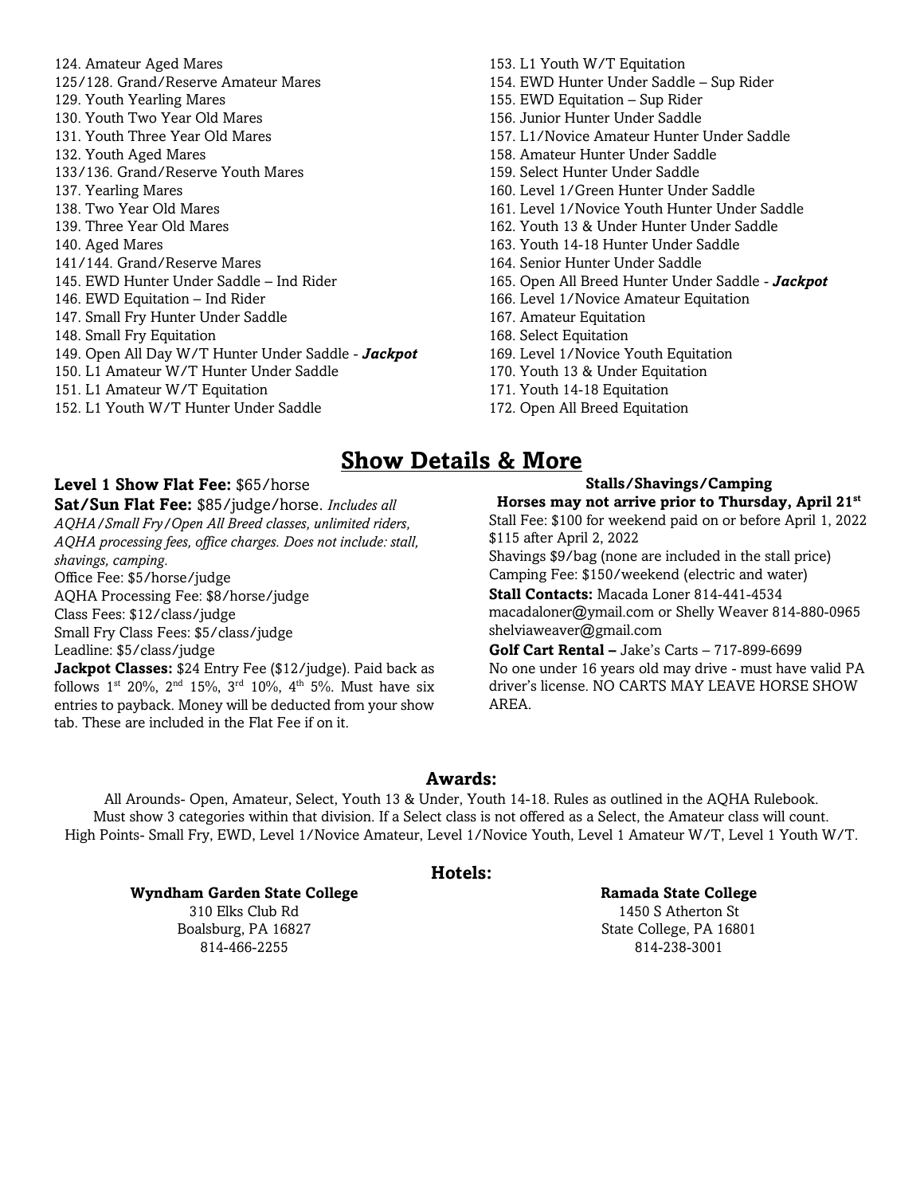124. Amateur Aged Mares
125/128. Grand/Reserve Amateur Mares
129. Youth Yearling Mares
130. Youth Two Year Old Mares
131. Youth Three Year Old Mares
132. Youth Aged Mares
133/136. Grand/Reserve Youth Mares
137. Yearling Mares
138. Two Year Old Mares
139. Three Year Old Mares
140. Aged Mares
141/144. Grand/Reserve Mares
145. EWD Hunter Under Saddle – Ind Rider
146. EWD Equitation – Ind Rider
147. Small Fry Hunter Under Saddle
148. Small Fry Equitation
149. Open All Day W/T Hunter Under Saddle - ***Jackpot***
150. L1 Amateur W/T Hunter Under Saddle
151. L1 Amateur W/T Equitation
152. L1 Youth W/T Hunter Under Saddle
153. L1 Youth W/T Equitation
154. EWD Hunter Under Saddle – Sup Rider
155. EWD Equitation – Sup Rider
156. Junior Hunter Under Saddle
157. L1/Novice Amateur Hunter Under Saddle
158. Amateur Hunter Under Saddle
159. Select Hunter Under Saddle
160. Level 1/Green Hunter Under Saddle
161. Level 1/Novice Youth Hunter Under Saddle
162. Youth 13 & Under Hunter Under Saddle
163. Youth 14-18 Hunter Under Saddle
164. Senior Hunter Under Saddle
165. Open All Breed Hunter Under Saddle - ***Jackpot***
166. Level 1/Novice Amateur Equitation
167. Amateur Equitation
168. Select Equitation
169. Level 1/Novice Youth Equitation
170. Youth 13 & Under Equitation
171. Youth 14-18 Equitation
172. Open All Breed Equitation

## Show Details & More

**Level 1 Show Flat Fee:** $65/horse

**Sat/Sun Flat Fee:** $85/judge/horse. *Includes all AQHA/Small Fry/Open All Breed classes, unlimited riders, AQHA processing fees, office charges. Does not include: stall, shavings, camping.*

Office Fee: $5/horse/judge

AQHA Processing Fee: $8/horse/judge

Class Fees: $12/class/judge

Small Fry Class Fees: $5/class/judge

Leadline: $5/class/judge

**Jackpot Classes:** $24 Entry Fee ($12/judge). Paid back as follows 1st 20%, 2nd 15%, 3rd 10%, 4th 5%. Must have six entries to payback. Money will be deducted from your show tab. These are included in the Flat Fee if on it.

**Stalls/Shavings/Camping**

**Horses may not arrive prior to Thursday, April 21st**

Stall Fee: $100 for weekend paid on or before April 1, 2022
$115 after April 2, 2022

Shavings $9/bag (none are included in the stall price)

Camping Fee: $150/weekend (electric and water)

**Stall Contacts:** Macada Loner 814-441-4534 macadaloner@ymail.com or Shelly Weaver 814-880-0965 shelviaweaver@gmail.com

**Golf Cart Rental –** Jake's Carts – 717-899-6699
No one under 16 years old may drive - must have valid PA driver's license. NO CARTS MAY LEAVE HORSE SHOW AREA.

### Awards:

All Arounds- Open, Amateur, Select, Youth 13 & Under, Youth 14-18. Rules as outlined in the AQHA Rulebook.
Must show 3 categories within that division. If a Select class is not offered as a Select, the Amateur class will count.
High Points- Small Fry, EWD, Level 1/Novice Amateur, Level 1/Novice Youth, Level 1 Amateur W/T, Level 1 Youth W/T.

### Hotels:

**Wyndham Garden State College**
310 Elks Club Rd
Boalsburg, PA 16827
814-466-2255

**Ramada State College**
1450 S Atherton St
State College, PA 16801
814-238-3001